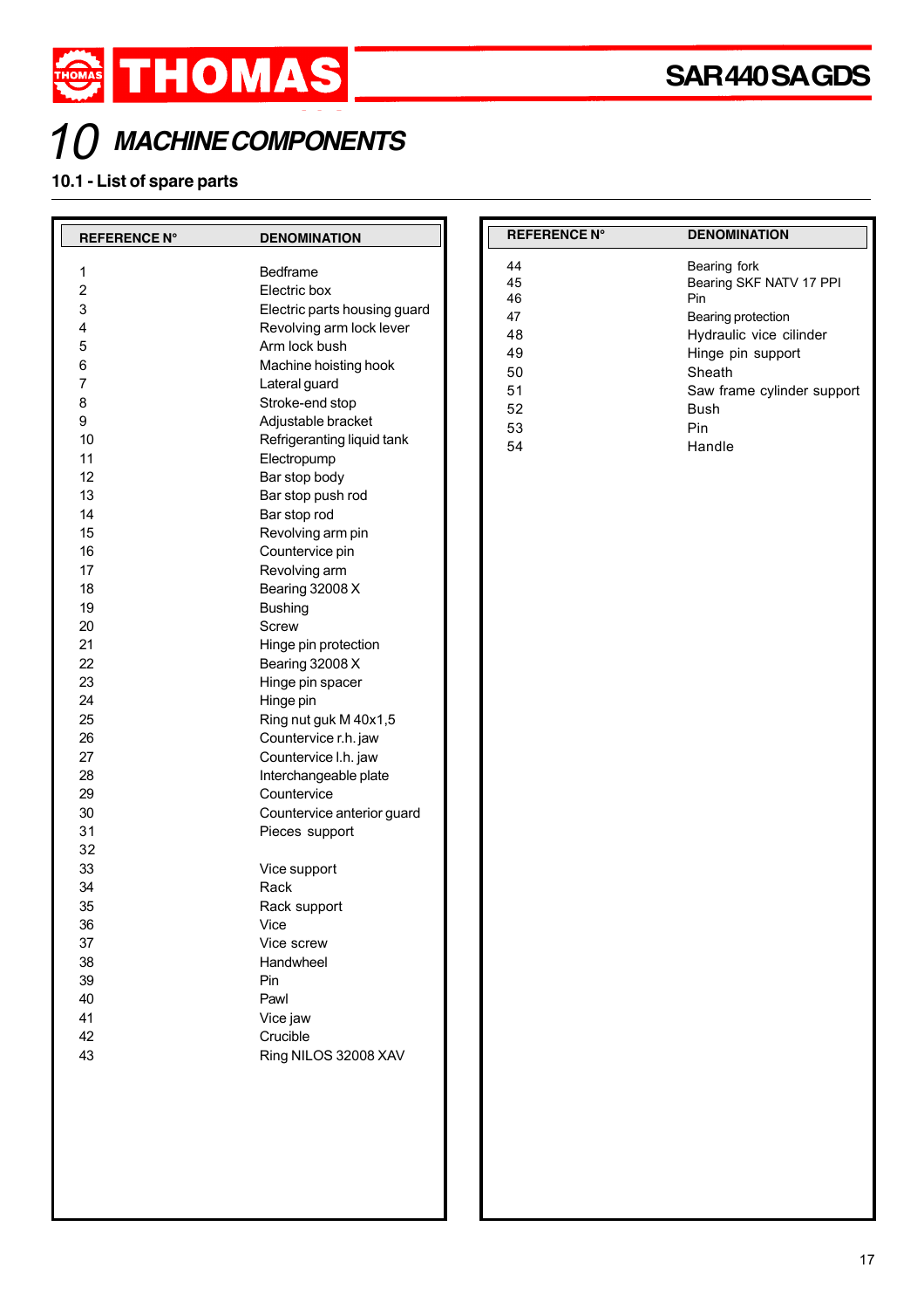# 10 MACHINE COMPONENTS

## 10.1 - List of spare parts

| REFERENCE N° | DENOMINATION |
|---|---|
| 1 | Bedframe |
| 2 | Electric box |
| 3 | Electric parts housing guard |
| 4 | Revolving arm lock lever |
| 5 | Arm lock bush |
| 6 | Machine hoisting hook |
| 7 | Lateral guard |
| 8 | Stroke-end stop |
| 9 | Adjustable bracket |
| 10 | Refrigeranting liquid tank |
| 11 | Electropump |
| 12 | Bar stop body |
| 13 | Bar stop push rod |
| 14 | Bar stop rod |
| 15 | Revolving arm pin |
| 16 | Countervice pin |
| 17 | Revolving arm |
| 18 | Bearing 32008 X |
| 19 | Bushing |
| 20 | Screw |
| 21 | Hinge pin protection |
| 22 | Bearing 32008 X |
| 23 | Hinge pin spacer |
| 24 | Hinge pin |
| 25 | Ring nut guk M 40x1,5 |
| 26 | Countervice r.h. jaw |
| 27 | Countervice l.h. jaw |
| 28 | Interchangeable plate |
| 29 | Countervice |
| 30 | Countervice anterior guard |
| 31 | Pieces support |
| 32 | |
| 33 | Vice support |
| 34 | Rack |
| 35 | Rack support |
| 36 | Vice |
| 37 | Vice screw |
| 38 | Handwheel |
| 39 | Pin |
| 40 | Pawl |
| 41 | Vice jaw |
| 42 | Crucible |
| 43 | Ring NILOS 32008 XAV |
| 44 | Bearing fork |
| 45 | Bearing SKF NATV 17 PPI |
| 46 | Pin |
| 47 | Bearing protection |
| 48 | Hydraulic vice cilinder |
| 49 | Hinge pin support |
| 50 | Sheath |
| 51 | Saw frame cylinder support |
| 52 | Bush |
| 53 | Pin |
| 54 | Handle |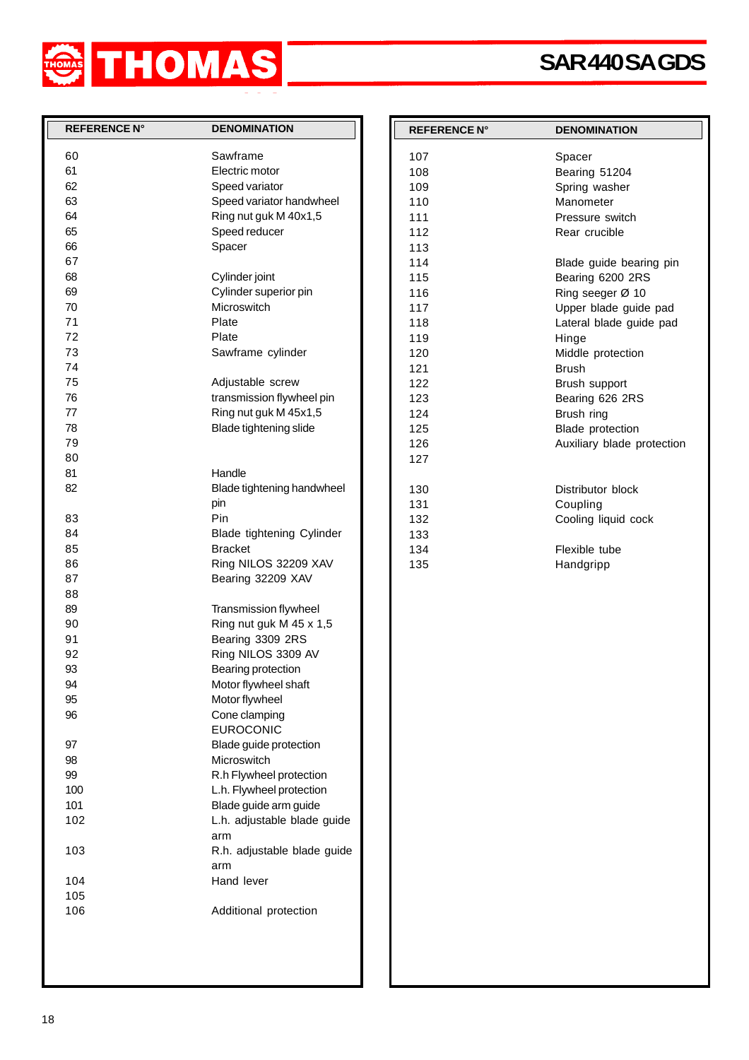# THOMAS SAR440SAGDS

| REFERENCE N° | DENOMINATION |
|---|---|
| 60 | Sawframe |
| 61 | Electric motor |
| 62 | Speed variator |
| 63 | Speed variator handwheel |
| 64 | Ring nut guk M 40x1,5 |
| 65 | Speed reducer |
| 66 | Spacer |
| 67 | |
| 68 | Cylinder joint |
| 69 | Cylinder superior pin |
| 70 | Microswitch |
| 71 | Plate |
| 72 | Plate |
| 73 | Sawframe cylinder |
| 74 | |
| 75 | Adjustable screw |
| 76 | transmission flywheel pin |
| 77 | Ring nut guk M 45x1,5 |
| 78 | Blade tightening slide |
| 79 | |
| 80 | |
| 81 | Handle |
| 82 | Blade tightening handwheel pin |
| 83 | Pin |
| 84 | Blade tightening Cylinder |
| 85 | Bracket |
| 86 | Ring NILOS 32209 XAV |
| 87 | Bearing 32209 XAV |
| 88 | |
| 89 | Transmission flywheel |
| 90 | Ring nut guk M 45 x 1,5 |
| 91 | Bearing 3309 2RS |
| 92 | Ring NILOS 3309 AV |
| 93 | Bearing protection |
| 94 | Motor flywheel shaft |
| 95 | Motor flywheel |
| 96 | Cone clamping EUROCONIC |
| 97 | Blade guide protection |
| 98 | Microswitch |
| 99 | R.h Flywheel protection |
| 100 | L.h. Flywheel protection |
| 101 | Blade guide arm guide |
| 102 | L.h. adjustable blade guide arm |
| 103 | R.h. adjustable blade guide arm |
| 104 | Hand lever |
| 105 | |
| 106 | Additional protection |

| REFERENCE N° | DENOMINATION |
|---|---|
| 107 | Spacer |
| 108 | Bearing 51204 |
| 109 | Spring washer |
| 110 | Manometer |
| 111 | Pressure switch |
| 112 | Rear crucible |
| 113 | |
| 114 | Blade guide bearing pin |
| 115 | Bearing 6200 2RS |
| 116 | Ring seeger Ø 10 |
| 117 | Upper blade guide pad |
| 118 | Lateral blade guide pad |
| 119 | Hinge |
| 120 | Middle protection |
| 121 | Brush |
| 122 | Brush support |
| 123 | Bearing 626 2RS |
| 124 | Brush ring |
| 125 | Blade protection |
| 126 | Auxiliary blade protection |
| 127 | |
| 130 | Distributor block |
| 131 | Coupling |
| 132 | Cooling liquid cock |
| 133 | |
| 134 | Flexible tube |
| 135 | Handgripp |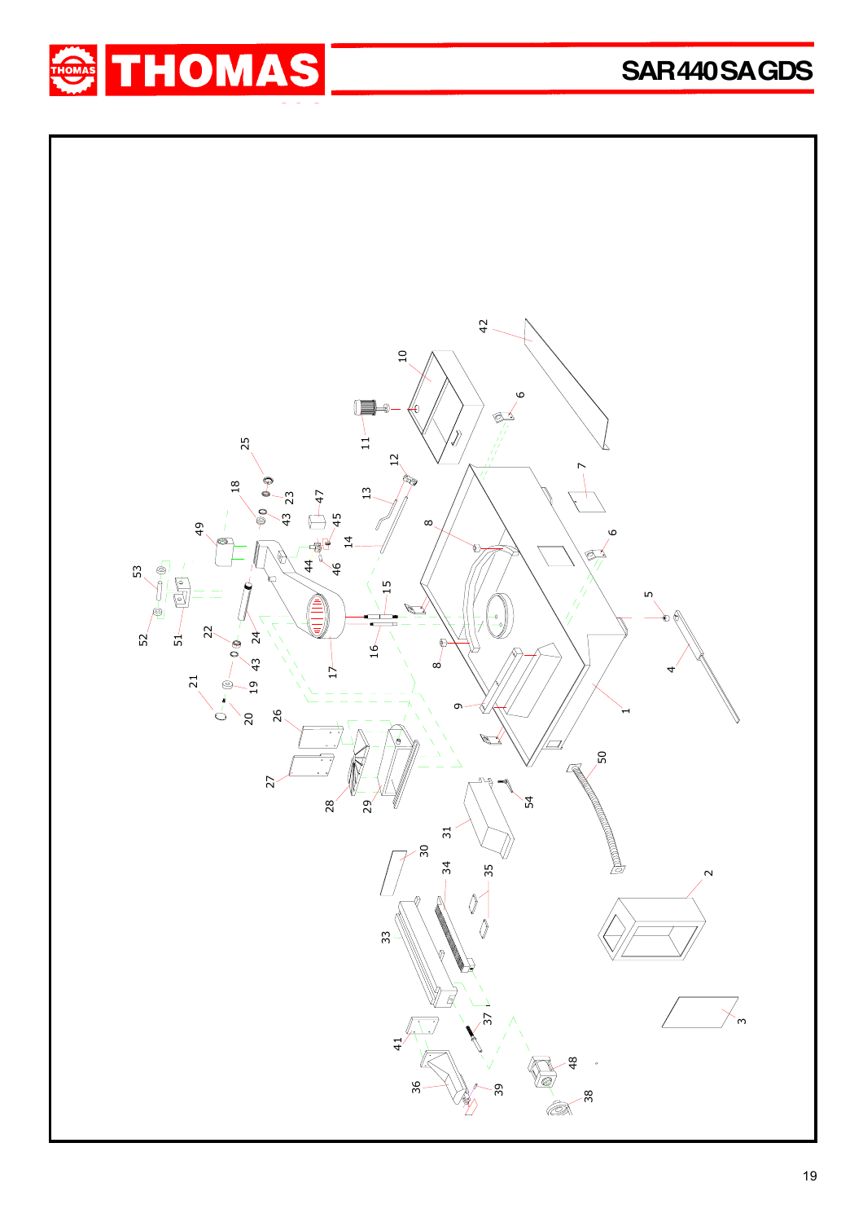# THOMAS

## SAR440SAGDS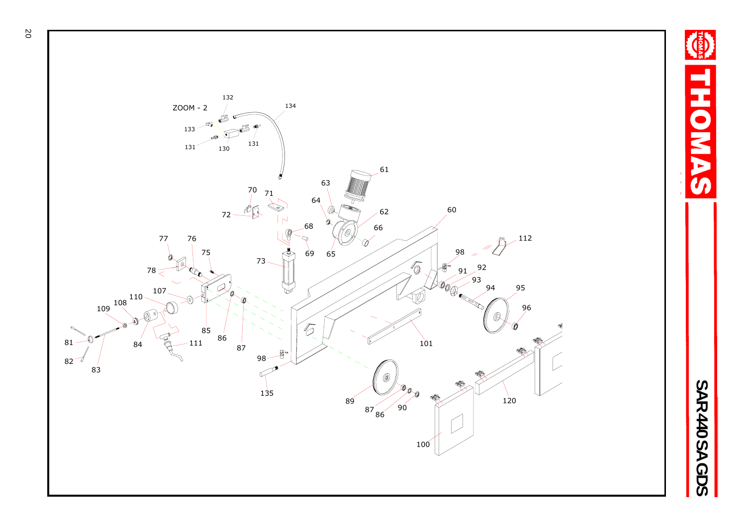ZOOM - 2

132
134
133
131
130
131

61
63
70
71
64
62
72
68
66
60
77
76
69
65
112
75
98
78
73
91
92
93
94
95
107
110
108
109
96
85
81
84
111
86
87
101
98
82
83
135
120
89
87
86
90
100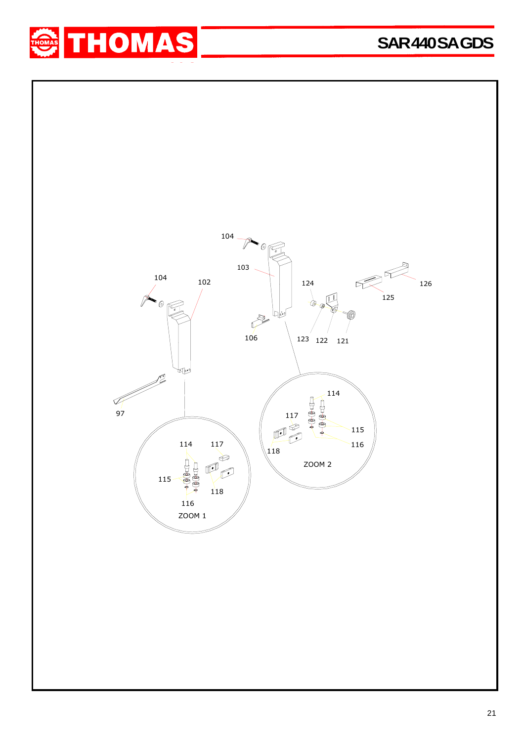104

103

104

102

124

126

125

106

123 122 121

97

114

117

115

116

118

ZOOM 2

114 117

115

118

116

ZOOM 1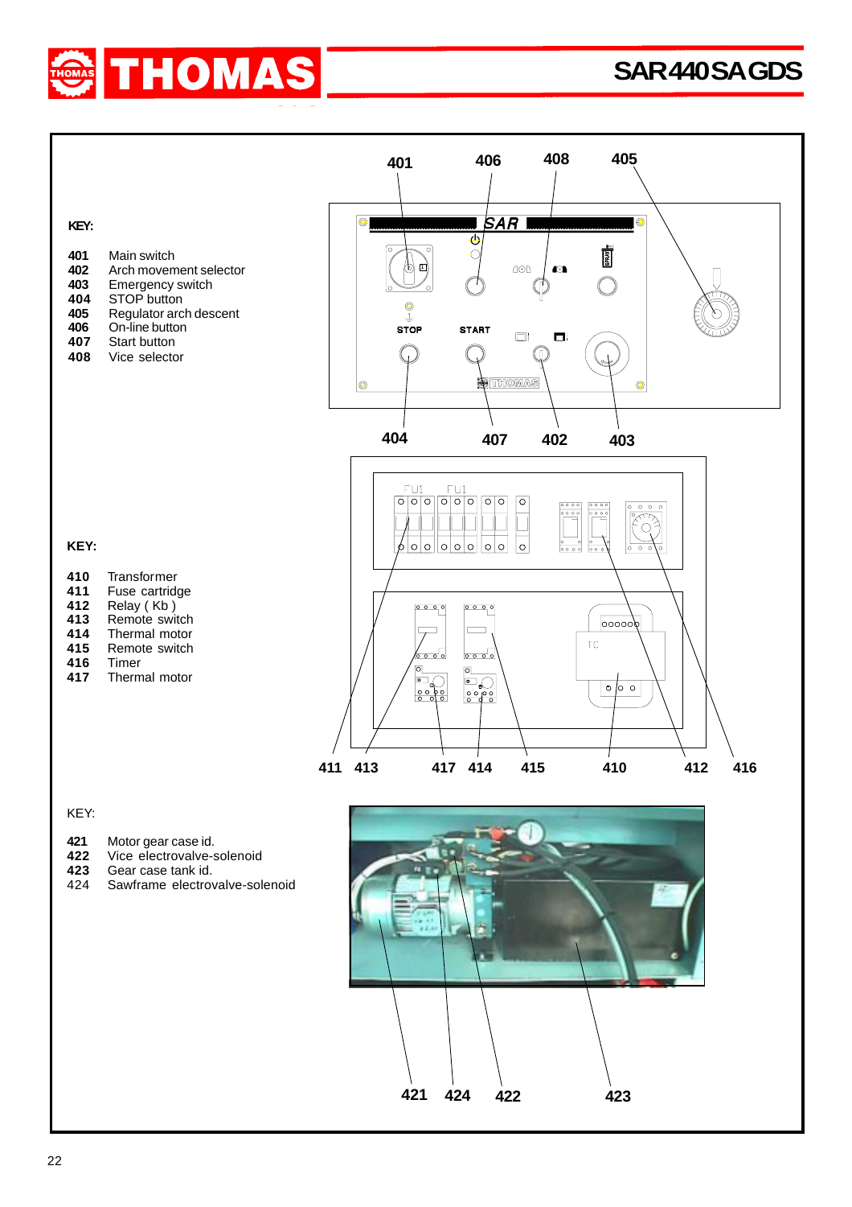KEY:

**401** Main switch
**402** Arch movement selector
**403** Emergency switch
**404** STOP button
**405** Regulator arch descent
**406** On-line button
**407** Start button
**408** Vice selector

401 406 408 405

SAR

STOP START

404 407 402 403

KEY:

**410** Transformer
**411** Fuse cartridge
**412** Relay ( Kb )
**413** Remote switch
**414** Thermal motor
**415** Remote switch
**416** Timer
**417** Thermal motor

411 413 417 414 415 410 412 416

KEY:

**421** Motor gear case id.
**422** Vice electrovalve-solenoid
**423** Gear case tank id.
424 Sawframe electrovalve-solenoid

421 424 422 423